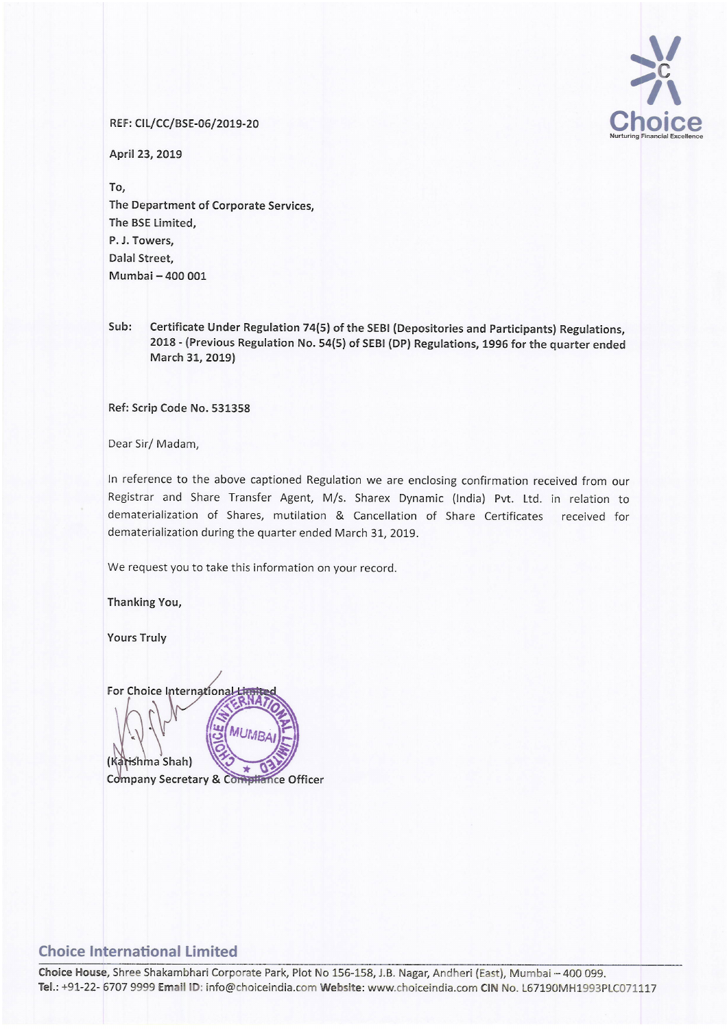REF: CIL/CC/BSE-06/2019-20

April 23, 2019

To,
The Department of Corporate Services,
The BSE Limited,
P. J. Towers,
Dalal Street,
Mumbai – 400 001

**Sub: Certificate Under Regulation 74(5) of the SEBI (Depositories and Participants) Regulations, 2018 - (Previous Regulation No. 54(5) of SEBI (DP) Regulations, 1996 for the quarter ended March 31, 2019)**

**Ref: Scrip Code No. 531358**

Dear Sir/ Madam,

In reference to the above captioned Regulation we are enclosing confirmation received from our Registrar and Share Transfer Agent, M/s. Sharex Dynamic (India) Pvt. Ltd. in relation to dematerialization of Shares, mutilation & Cancellation of Share Certificates received for dematerialization during the quarter ended March 31, 2019.

We request you to take this information on your record.

Thanking You,

Yours Truly

For Choice International Limited

(Karishma Shah)
Company Secretary & Compliance Officer

**Choice International Limited**

Choice House, Shree Shakambhari Corporate Park, Plot No 156-158, J.B. Nagar, Andheri (East), Mumbai – 400 099.
Tel.: +91-22- 6707 9999 Email ID: info@choiceindia.com Website: www.choiceindia.com CIN No. L67190MH1993PLC071117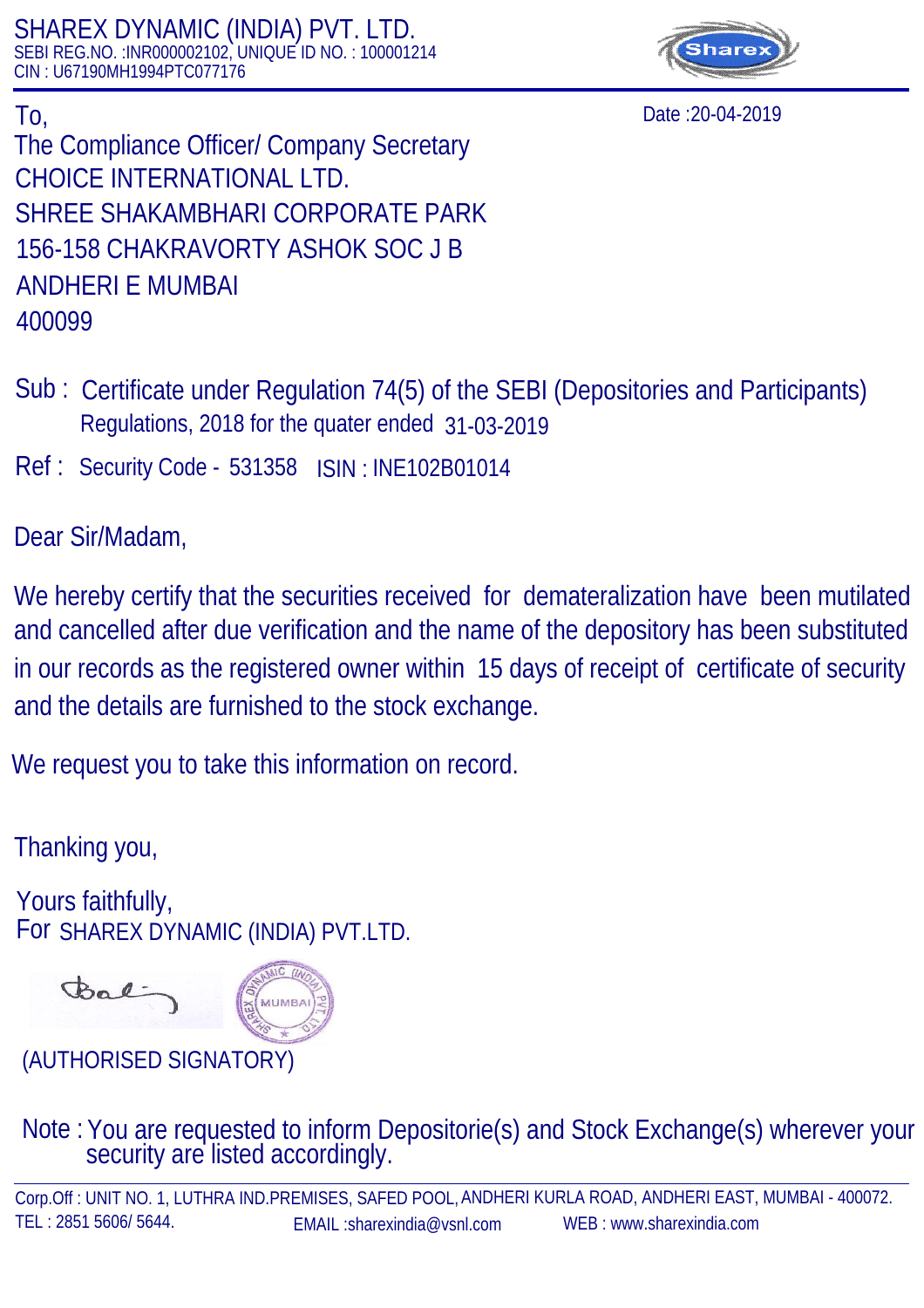# SHAREX DYNAMIC (INDIA) PVT. LTD.

SEBI REG.NO. :INR000002102, UNIQUE ID NO. : 100001214
CIN : U67190MH1994PTC077176

Date :20-04-2019

To,
The Compliance Officer/ Company Secretary
CHOICE INTERNATIONAL LTD.
SHREE SHAKAMBHARI CORPORATE PARK
156-158 CHAKRAVORTY ASHOK SOC J B
ANDHERI E MUMBAI
400099

Sub : Certificate under Regulation 74(5) of the SEBI (Depositories and Participants) Regulations, 2018 for the quater ended 31-03-2019

Ref : Security Code - 531358 ISIN : INE102B01014

Dear Sir/Madam,

We hereby certify that the securities received for dematerialization have been mutilated and cancelled after due verification and the name of the depository has been substituted in our records as the registered owner within 15 days of receipt of certificate of security and the details are furnished to the stock exchange.

We request you to take this information on record.

Thanking you,

Yours faithfully,
For SHAREX DYNAMIC (INDIA) PVT.LTD.

(AUTHORISED SIGNATORY)

Note : You are requested to inform Depositorie(s) and Stock Exchange(s) wherever your security are listed accordingly.

Corp.Off : UNIT NO. 1, LUTHRA IND.PREMISES, SAFED POOL, ANDHERI KURLA ROAD, ANDHERI EAST, MUMBAI - 400072.
TEL : 2851 5606/ 5644. EMAIL :sharexindia@vsnl.com WEB : www.sharexindia.com